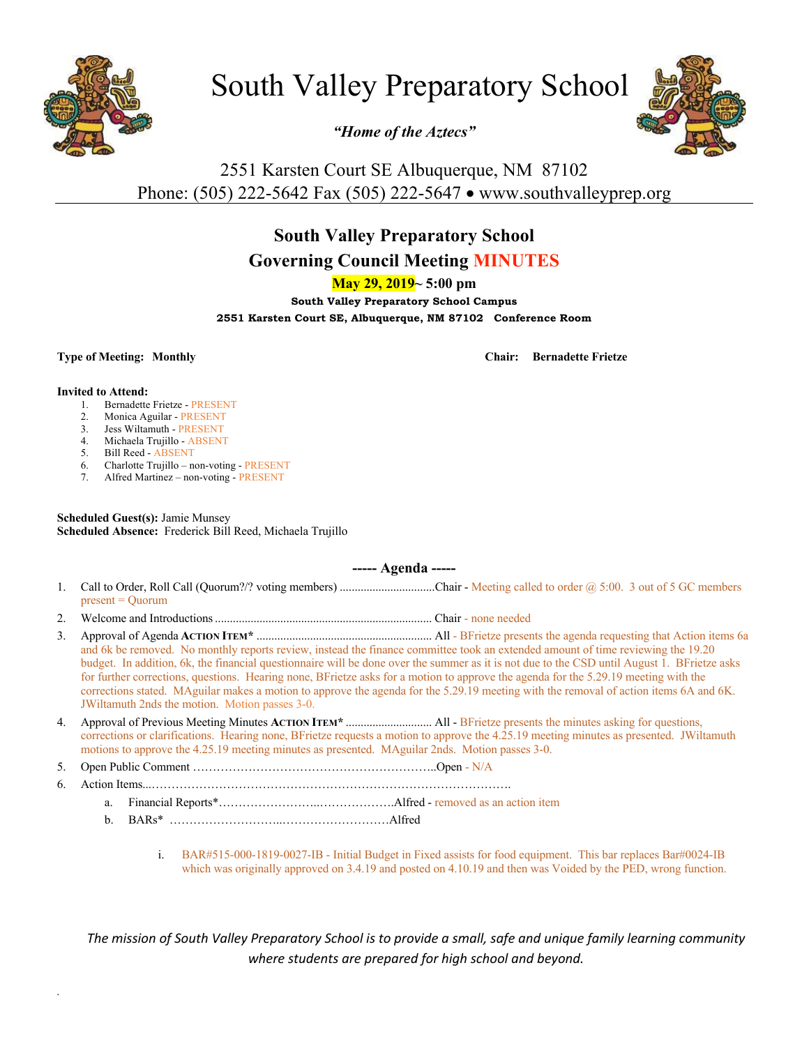# South Valley Preparatory School

***"Home of the Aztecs"***

2551 Karsten Court SE Albuquerque, NM 87102
Phone: (505) 222-5642 Fax (505) 222-5647 • www.southvalleyprep.org

## South Valley Preparatory School
## Governing Council Meeting MINUTES

**May 29, 2019~ 5:00 pm**

**South Valley Preparatory School Campus**

**2551 Karsten Court SE, Albuquerque, NM 87102 Conference Room**

**Type of Meeting: Monthly** **Chair: Bernadette Frietze**

**Invited to Attend:**

1. Bernadette Frietze - PRESENT
2. Monica Aguilar - PRESENT
3. Jess Wiltamuth - PRESENT
4. Michaela Trujillo - ABSENT
5. Bill Reed - ABSENT
6. Charlotte Trujillo – non-voting - PRESENT
7. Alfred Martinez – non-voting - PRESENT

**Scheduled Guest(s):** Jamie Munsey
**Scheduled Absence:** Frederick Bill Reed, Michaela Trujillo

### ----- Agenda -----

1. Call to Order, Roll Call (Quorum?/? voting members) ................................Chair - Meeting called to order @ 5:00. 3 out of 5 GC members present = Quorum
2. Welcome and Introductions ........................................................................ Chair - none needed
3. Approval of Agenda **Action Item*** ........................................................... All - BFrietze presents the agenda requesting that Action items 6a and 6k be removed. No monthly reports review, instead the finance committee took an extended amount of time reviewing the 19.20 budget. In addition, 6k, the financial questionnaire will be done over the summer as it is not due to the CSD until August 1. BFrietze asks for further corrections, questions. Hearing none, BFrietze asks for a motion to approve the agenda for the 5.29.19 meeting with the corrections stated. MAguilar makes a motion to approve the agenda for the 5.29.19 meeting with the removal of action items 6A and 6K. JWiltamuth 2nds the motion. Motion passes 3-0.
4. Approval of Previous Meeting Minutes **Action Item*** ............................. All - BFrietze presents the minutes asking for questions, corrections or clarifications. Hearing none, BFrietze requests a motion to approve the 4.25.19 meeting minutes as presented. JWiltamuth motions to approve the 4.25.19 meeting minutes as presented. MAguilar 2nds. Motion passes 3-0.
5. Open Public Comment ……………………………………………………..Open - N/A
6. Action Items...……………………………………………………………………………….
   a. Financial Reports*……………………..……………….Alfred - removed as an action item
   b. BARs* ……………………...………………………Alfred
      i. BAR#515-000-1819-0027-IB - Initial Budget in Fixed assists for food equipment. This bar replaces Bar#0024-IB which was originally approved on 3.4.19 and posted on 4.10.19 and then was Voided by the PED, wrong function.

*The mission of South Valley Preparatory School is to provide a small, safe and unique family learning community where students are prepared for high school and beyond.*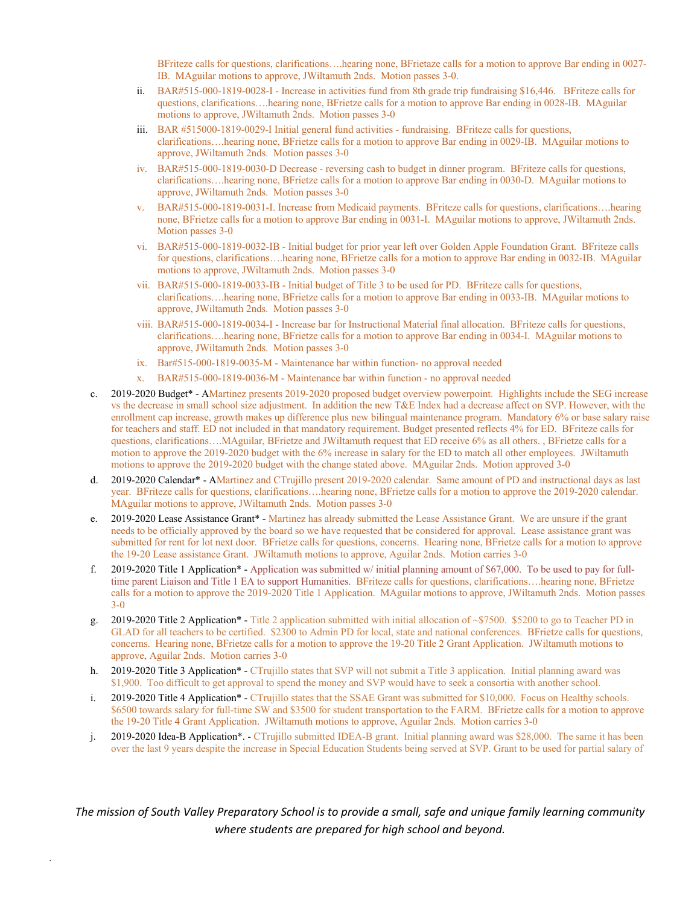BFriteze calls for questions, clarifications….hearing none, BFrietaze calls for a motion to approve Bar ending in 0027-IB. MAguilar motions to approve, JWiltamuth 2nds. Motion passes 3-0.

  ii. BAR#515-000-1819-0028-I - Increase in activities fund from 8th grade trip fundraising $16,446. BFriteze calls for questions, clarifications….hearing none, BFrietze calls for a motion to approve Bar ending in 0028-IB. MAguilar motions to approve, JWiltamuth 2nds. Motion passes 3-0

  iii. BAR #515000-1819-0029-I Initial general fund activities - fundraising. BFriteze calls for questions, clarifications….hearing none, BFrietze calls for a motion to approve Bar ending in 0029-IB. MAguilar motions to approve, JWiltamuth 2nds. Motion passes 3-0

  iv. BAR#515-000-1819-0030-D Decrease - reversing cash to budget in dinner program. BFriteze calls for questions, clarifications….hearing none, BFrietze calls for a motion to approve Bar ending in 0030-D. MAguilar motions to approve, JWiltamuth 2nds. Motion passes 3-0

  v. BAR#515-000-1819-0031-I. Increase from Medicaid payments. BFriteze calls for questions, clarifications….hearing none, BFrietze calls for a motion to approve Bar ending in 0031-I. MAguilar motions to approve, JWiltamuth 2nds. Motion passes 3-0

  vi. BAR#515-000-1819-0032-IB - Initial budget for prior year left over Golden Apple Foundation Grant. BFriteze calls for questions, clarifications….hearing none, BFrietze calls for a motion to approve Bar ending in 0032-IB. MAguilar motions to approve, JWiltamuth 2nds. Motion passes 3-0

  vii. BAR#515-000-1819-0033-IB - Initial budget of Title 3 to be used for PD. BFriteze calls for questions, clarifications….hearing none, BFrietze calls for a motion to approve Bar ending in 0033-IB. MAguilar motions to approve, JWiltamuth 2nds. Motion passes 3-0

  viii. BAR#515-000-1819-0034-I - Increase bar for Instructional Material final allocation. BFriteze calls for questions, clarifications….hearing none, BFrietze calls for a motion to approve Bar ending in 0034-I. MAguilar motions to approve, JWiltamuth 2nds. Motion passes 3-0

  ix. Bar#515-000-1819-0035-M - Maintenance bar within function- no approval needed

  x. BAR#515-000-1819-0036-M - Maintenance bar within function - no approval needed

c. 2019-2020 Budget* - AMartinez presents 2019-2020 proposed budget overview powerpoint. Highlights include the SEG increase vs the decrease in small school size adjustment. In addition the new T&E Index had a decrease affect on SVP. However, with the enrollment cap increase, growth makes up difference plus new bilingual maintenance program. Mandatory 6% or base salary raise for teachers and staff. ED not included in that mandatory requirement. Budget presented reflects 4% for ED. BFriteze calls for questions, clarifications….MAguilar, BFrietze and JWiltamuth request that ED receive 6% as all others. , BFrietze calls for a motion to approve the 2019-2020 budget with the 6% increase in salary for the ED to match all other employees. JWiltamuth motions to approve the 2019-2020 budget with the change stated above. MAguilar 2nds. Motion approved 3-0

d. 2019-2020 Calendar* - AMartinez and CTrujillo present 2019-2020 calendar. Same amount of PD and instructional days as last year. BFriteze calls for questions, clarifications….hearing none, BFrietze calls for a motion to approve the 2019-2020 calendar. MAguilar motions to approve, JWiltamuth 2nds. Motion passes 3-0

e. 2019-2020 Lease Assistance Grant* - Martinez has already submitted the Lease Assistance Grant. We are unsure if the grant needs to be officially approved by the board so we have requested that be considered for approval. Lease assistance grant was submitted for rent for lot next door. BFriteze calls for questions, concerns. Hearing none, BFrietze calls for a motion to approve the 19-20 Lease assistance Grant. JWiltamuth motions to approve, Aguilar 2nds. Motion carries 3-0

f. 2019-2020 Title 1 Application* - Application was submitted w/ initial planning amount of $67,000. To be used to pay for full-time parent Liaison and Title 1 EA to support Humanities. BFriteze calls for questions, clarifications….hearing none, BFrietze calls for a motion to approve the 2019-2020 Title 1 Application. MAguilar motions to approve, JWiltamuth 2nds. Motion passes 3-0

g. 2019-2020 Title 2 Application* - Title 2 application submitted with initial allocation of ~$7500. $5200 to go to Teacher PD in GLAD for all teachers to be certified. $2300 to Admin PD for local, state and national conferences. BFrietze calls for questions, concerns. Hearing none, BFrietze calls for a motion to approve the 19-20 Title 2 Grant Application. JWiltamuth motions to approve, Aguilar 2nds. Motion carries 3-0

h. 2019-2020 Title 3 Application* - CTrujillo states that SVP will not submit a Title 3 application. Initial planning award was $1,900. Too difficult to get approval to spend the money and SVP would have to seek a consortia with another school.

i. 2019-2020 Title 4 Application* - CTrujillo states that the SSAE Grant was submitted for $10,000. Focus on Healthy schools. $6500 towards salary for full-time SW and $3500 for student transportation to the FARM. BFrietze calls for a motion to approve the 19-20 Title 4 Grant Application. JWiltamuth motions to approve, Aguilar 2nds. Motion carries 3-0

j. 2019-2020 Idea-B Application*. - CTrujillo submitted IDEA-B grant. Initial planning award was $28,000. The same it has been over the last 9 years despite the increase in Special Education Students being served at SVP. Grant to be used for partial salary of

*The mission of South Valley Preparatory School is to provide a small, safe and unique family learning community where students are prepared for high school and beyond.*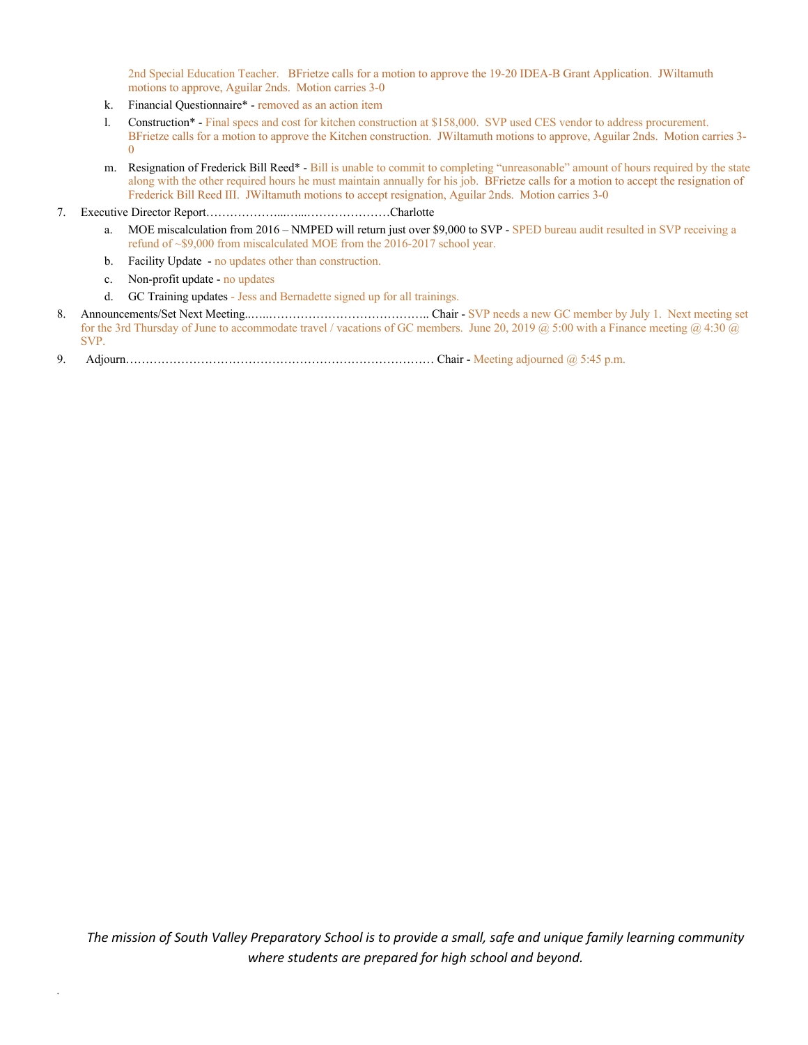2nd Special Education Teacher. BFrietze calls for a motion to approve the 19-20 IDEA-B Grant Application. JWiltamuth motions to approve, Aguilar 2nds. Motion carries 3-0

k. Financial Questionnaire* - removed as an action item

l. Construction* - Final specs and cost for kitchen construction at $158,000. SVP used CES vendor to address procurement. BFrietze calls for a motion to approve the Kitchen construction. JWiltamuth motions to approve, Aguilar 2nds. Motion carries 3-0

m. Resignation of Frederick Bill Reed* - Bill is unable to commit to completing "unreasonable" amount of hours required by the state along with the other required hours he must maintain annually for his job. BFrietze calls for a motion to accept the resignation of Frederick Bill Reed III. JWiltamuth motions to accept resignation, Aguilar 2nds. Motion carries 3-0

7. Executive Director Report……………….…....…………………Charlotte
   a. MOE miscalculation from 2016 – NMPED will return just over $9,000 to SVP - SPED bureau audit resulted in SVP receiving a refund of ~$9,000 from miscalculated MOE from the 2016-2017 school year.
   b. Facility Update - no updates other than construction.
   c. Non-profit update - no updates
   d. GC Training updates - Jess and Bernadette signed up for all trainings.

8. Announcements/Set Next Meeting..…..………………………………….. Chair - SVP needs a new GC member by July 1. Next meeting set for the 3rd Thursday of June to accommodate travel / vacations of GC members. June 20, 2019 @ 5:00 with a Finance meeting @ 4:30 @ SVP.

9. Adjourn……………………………………………………………………… Chair - Meeting adjourned @ 5:45 p.m.

*The mission of South Valley Preparatory School is to provide a small, safe and unique family learning community where students are prepared for high school and beyond.*